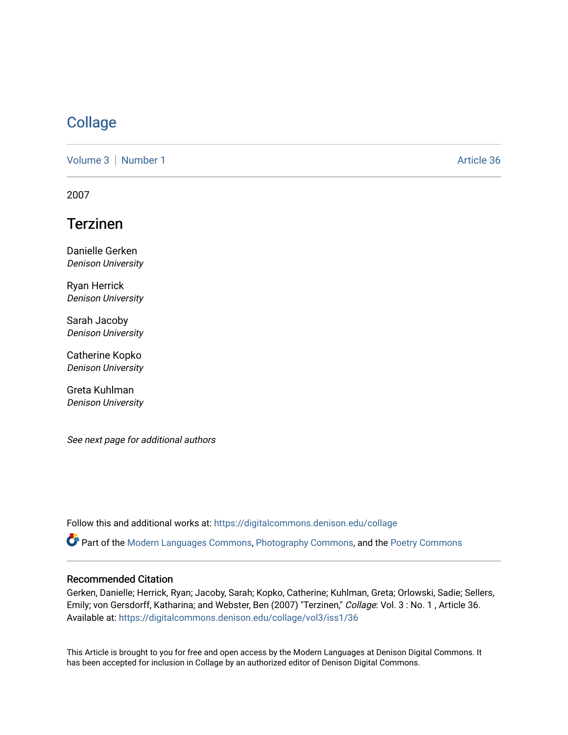# Collage

Volume 3 | Number 1 Article 36

2007

## Terzinen

Danielle Gerken
*Denison University*

Ryan Herrick
*Denison University*

Sarah Jacoby
*Denison University*

Catherine Kopko
*Denison University*

Greta Kuhlman
*Denison University*

*See next page for additional authors*

Follow this and additional works at: https://digitalcommons.denison.edu/collage

Part of the Modern Languages Commons, Photography Commons, and the Poetry Commons

### Recommended Citation

Gerken, Danielle; Herrick, Ryan; Jacoby, Sarah; Kopko, Catherine; Kuhlman, Greta; Orlowski, Sadie; Sellers, Emily; von Gersdorff, Katharina; and Webster, Ben (2007) "Terzinen," *Collage*: Vol. 3 : No. 1 , Article 36.
Available at: https://digitalcommons.denison.edu/collage/vol3/iss1/36

This Article is brought to you for free and open access by the Modern Languages at Denison Digital Commons. It has been accepted for inclusion in Collage by an authorized editor of Denison Digital Commons.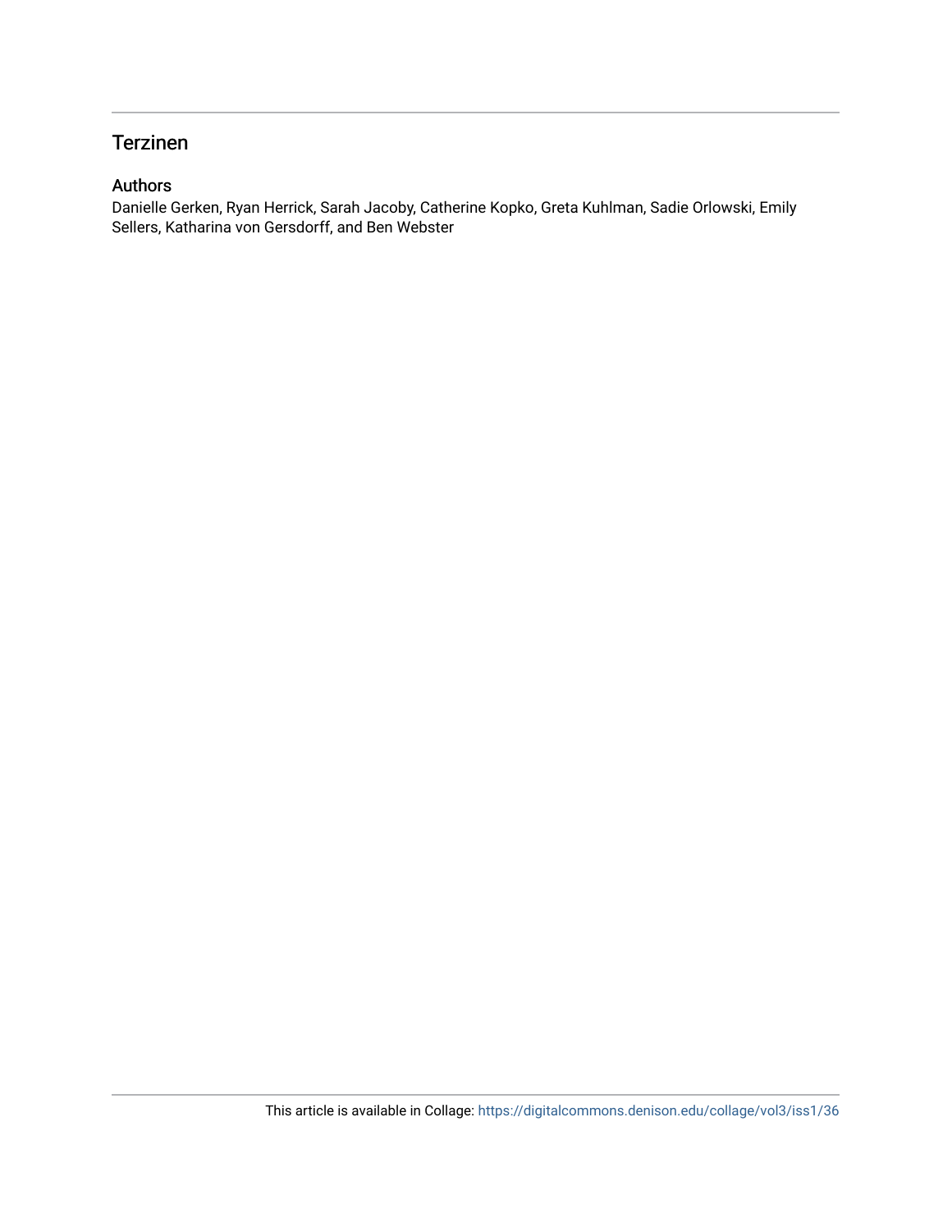## Terzinen

### Authors

Danielle Gerken, Ryan Herrick, Sarah Jacoby, Catherine Kopko, Greta Kuhlman, Sadie Orlowski, Emily Sellers, Katharina von Gersdorff, and Ben Webster

This article is available in Collage: https://digitalcommons.denison.edu/collage/vol3/iss1/36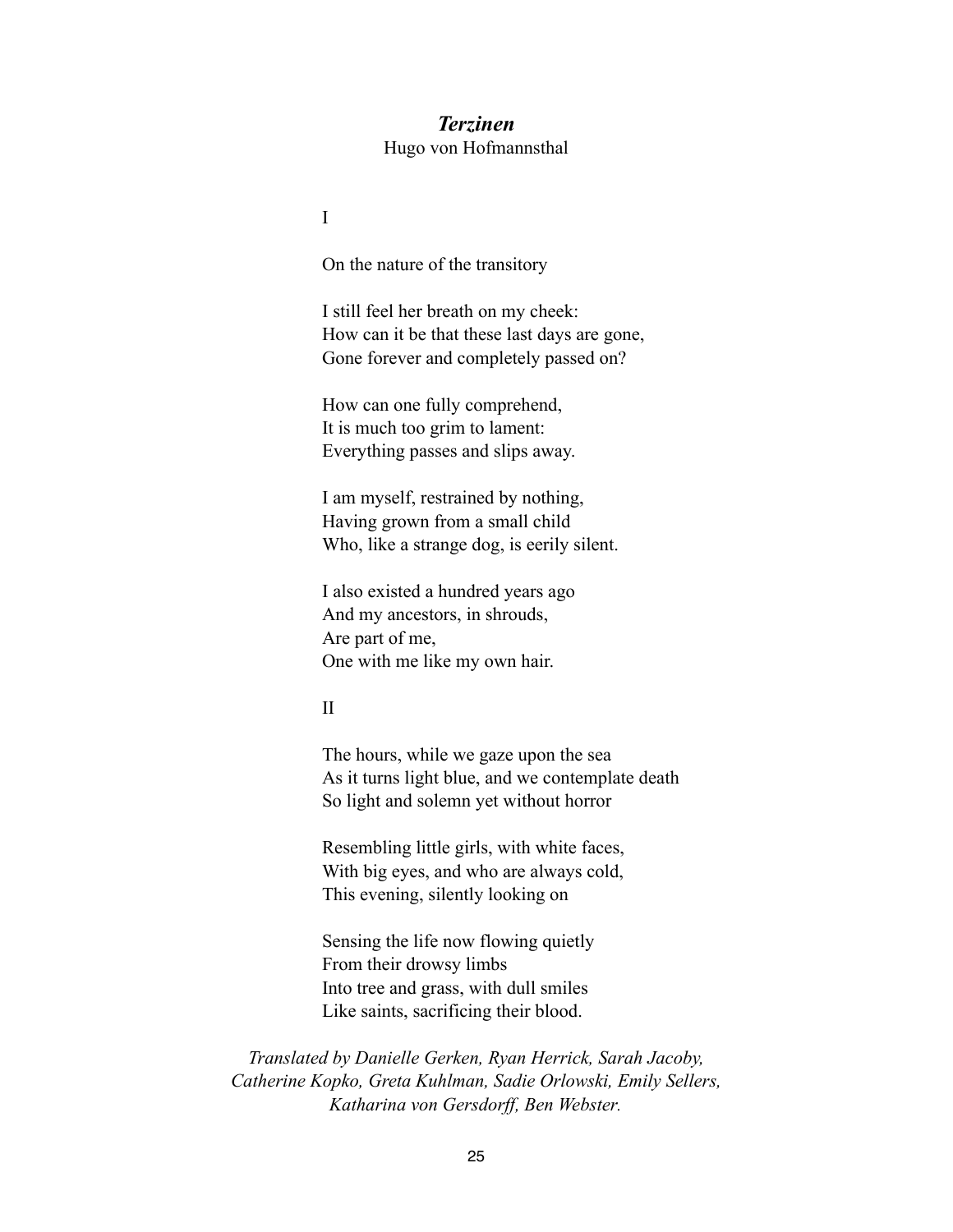## *Terzinen*

Hugo von Hofmannsthal

I

On the nature of the transitory

I still feel her breath on my cheek:  
How can it be that these last days are gone,  
Gone forever and completely passed on?

How can one fully comprehend,  
It is much too grim to lament:  
Everything passes and slips away.

I am myself, restrained by nothing,  
Having grown from a small child  
Who, like a strange dog, is eerily silent.

I also existed a hundred years ago  
And my ancestors, in shrouds,  
Are part of me,  
One with me like my own hair.

II

The hours, while we gaze upon the sea  
As it turns light blue, and we contemplate death  
So light and solemn yet without horror

Resembling little girls, with white faces,  
With big eyes, and who are always cold,  
This evening, silently looking on

Sensing the life now flowing quietly  
From their drowsy limbs  
Into tree and grass, with dull smiles  
Like saints, sacrificing their blood.

*Translated by Danielle Gerken, Ryan Herrick, Sarah Jacoby, Catherine Kopko, Greta Kuhlman, Sadie Orlowski, Emily Sellers, Katharina von Gersdorff, Ben Webster.*